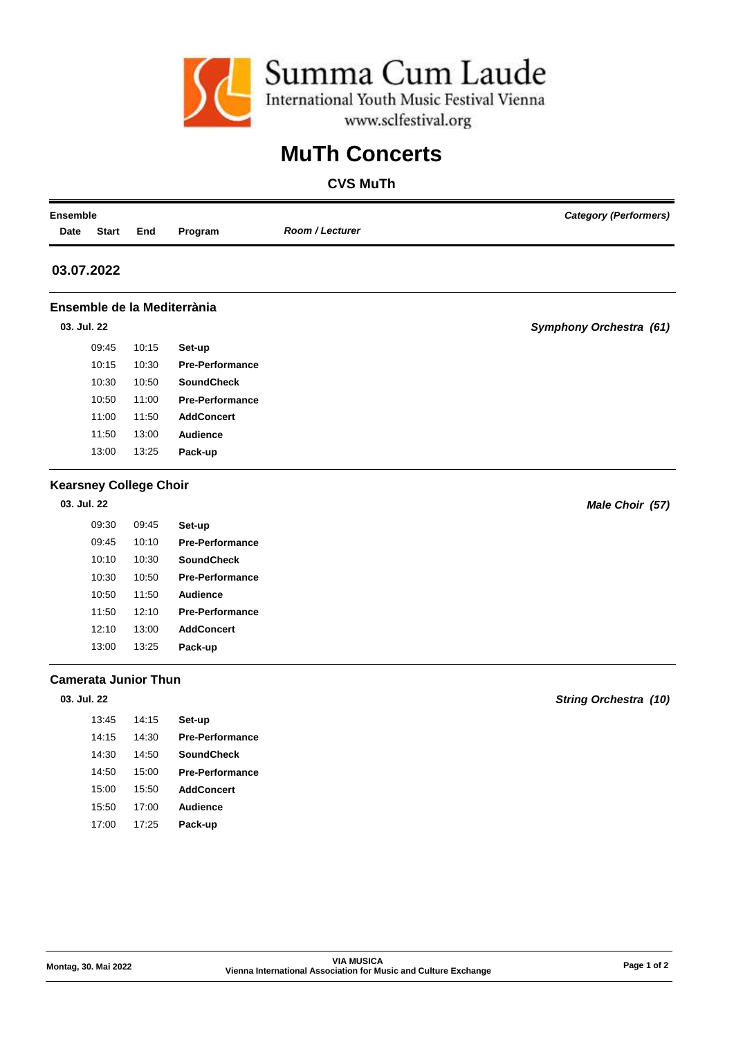Summa Cum Laude

International Youth Music Festival Vienna

www.sclfestival.org

# MuTh Concerts

## CVS MuTh

| Ensemble | | | | | Category (Performers) |
|---|---|---|---|---|---|
| Date | Start | End | Program | Room / Lecturer | |

### 03.07.2022

#### Ensemble de la Mediterrània

**03. Jul. 22** — *Symphony Orchestra (61)*

| Start | End | Program |
|---|---|---|
| 09:45 | 10:15 | **Set-up** |
| 10:15 | 10:30 | **Pre-Performance** |
| 10:30 | 10:50 | **SoundCheck** |
| 10:50 | 11:00 | **Pre-Performance** |
| 11:00 | 11:50 | **AddConcert** |
| 11:50 | 13:00 | **Audience** |
| 13:00 | 13:25 | **Pack-up** |

#### Kearsney College Choir

**03. Jul. 22** — *Male Choir (57)*

| Start | End | Program |
|---|---|---|
| 09:30 | 09:45 | **Set-up** |
| 09:45 | 10:10 | **Pre-Performance** |
| 10:10 | 10:30 | **SoundCheck** |
| 10:30 | 10:50 | **Pre-Performance** |
| 10:50 | 11:50 | **Audience** |
| 11:50 | 12:10 | **Pre-Performance** |
| 12:10 | 13:00 | **AddConcert** |
| 13:00 | 13:25 | **Pack-up** |

#### Camerata Junior Thun

**03. Jul. 22** — *String Orchestra (10)*

| Start | End | Program |
|---|---|---|
| 13:45 | 14:15 | **Set-up** |
| 14:15 | 14:30 | **Pre-Performance** |
| 14:30 | 14:50 | **SoundCheck** |
| 14:50 | 15:00 | **Pre-Performance** |
| 15:00 | 15:50 | **AddConcert** |
| 15:50 | 17:00 | **Audience** |
| 17:00 | 17:25 | **Pack-up** |

Montag, 30. Mai 2022

**VIA MUSICA**
**Vienna International Association for Music and Culture Exchange**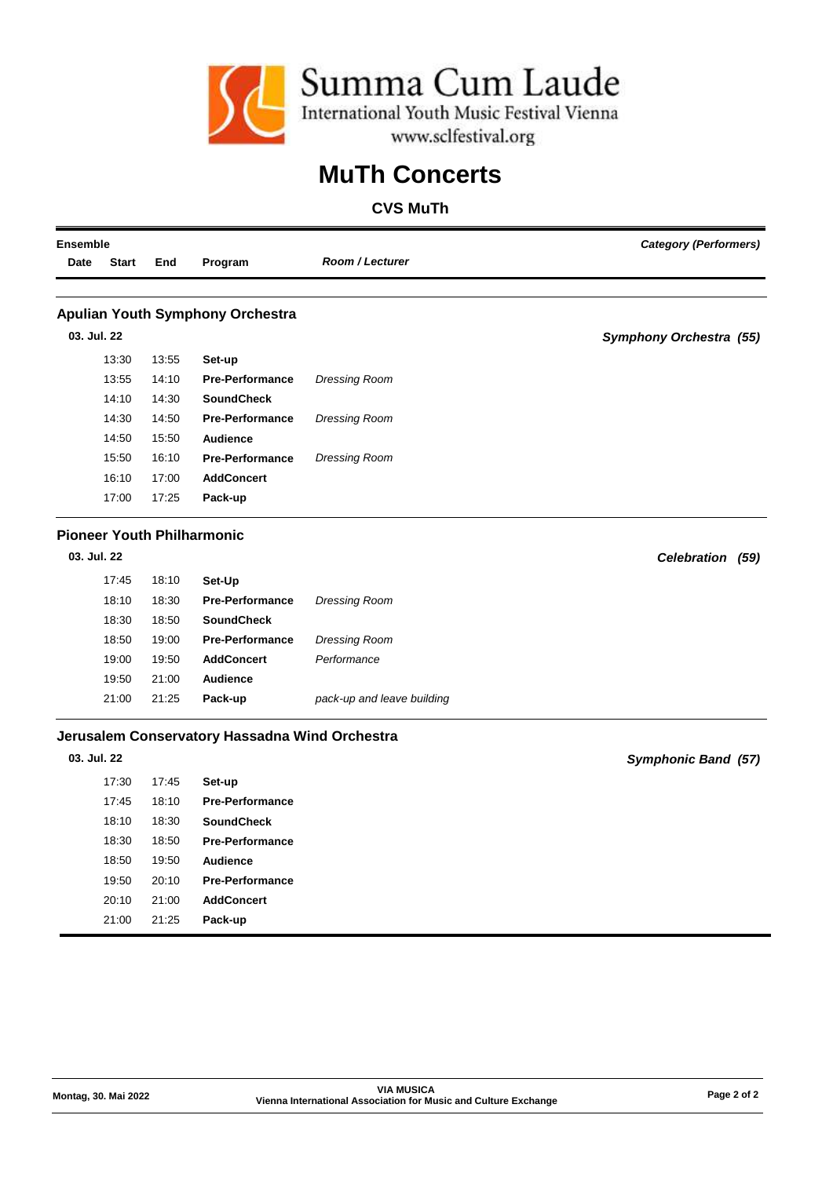Summa Cum Laude
International Youth Music Festival Vienna
www.sclfestival.org

# MuTh Concerts

## CVS MuTh

| Ensemble | | | | | Category (Performers) |
|---|---|---|---|---|---|
| **Date** | **Start** | **End** | **Program** | ***Room / Lecturer*** | |
| **Apulian Youth Symphony Orchestra** | | | | | ***Symphony Orchestra (55)*** |
| **03. Jul. 22** | | | | | |
| | 13:30 | 13:55 | **Set-up** | | |
| | 13:55 | 14:10 | **Pre-Performance** | *Dressing Room* | |
| | 14:10 | 14:30 | **SoundCheck** | | |
| | 14:30 | 14:50 | **Pre-Performance** | *Dressing Room* | |
| | 14:50 | 15:50 | **Audience** | | |
| | 15:50 | 16:10 | **Pre-Performance** | *Dressing Room* | |
| | 16:10 | 17:00 | **AddConcert** | | |
| | 17:00 | 17:25 | **Pack-up** | | |
| **Pioneer Youth Philharmonic** | | | | | ***Celebration (59)*** |
| **03. Jul. 22** | | | | | |
| | 17:45 | 18:10 | **Set-Up** | | |
| | 18:10 | 18:30 | **Pre-Performance** | *Dressing Room* | |
| | 18:30 | 18:50 | **SoundCheck** | | |
| | 18:50 | 19:00 | **Pre-Performance** | *Dressing Room* | |
| | 19:00 | 19:50 | **AddConcert** | *Performance* | |
| | 19:50 | 21:00 | **Audience** | | |
| | 21:00 | 21:25 | **Pack-up** | *pack-up and leave building* | |
| **Jerusalem Conservatory Hassadna Wind Orchestra** | | | | | ***Symphonic Band (57)*** |
| **03. Jul. 22** | | | | | |
| | 17:30 | 17:45 | **Set-up** | | |
| | 17:45 | 18:10 | **Pre-Performance** | | |
| | 18:10 | 18:30 | **SoundCheck** | | |
| | 18:30 | 18:50 | **Pre-Performance** | | |
| | 18:50 | 19:50 | **Audience** | | |
| | 19:50 | 20:10 | **Pre-Performance** | | |
| | 20:10 | 21:00 | **AddConcert** | | |
| | 21:00 | 21:25 | **Pack-up** | | |

Montag, 30. Mai 2022

VIA MUSICA
Vienna International Association for Music and Culture Exchange